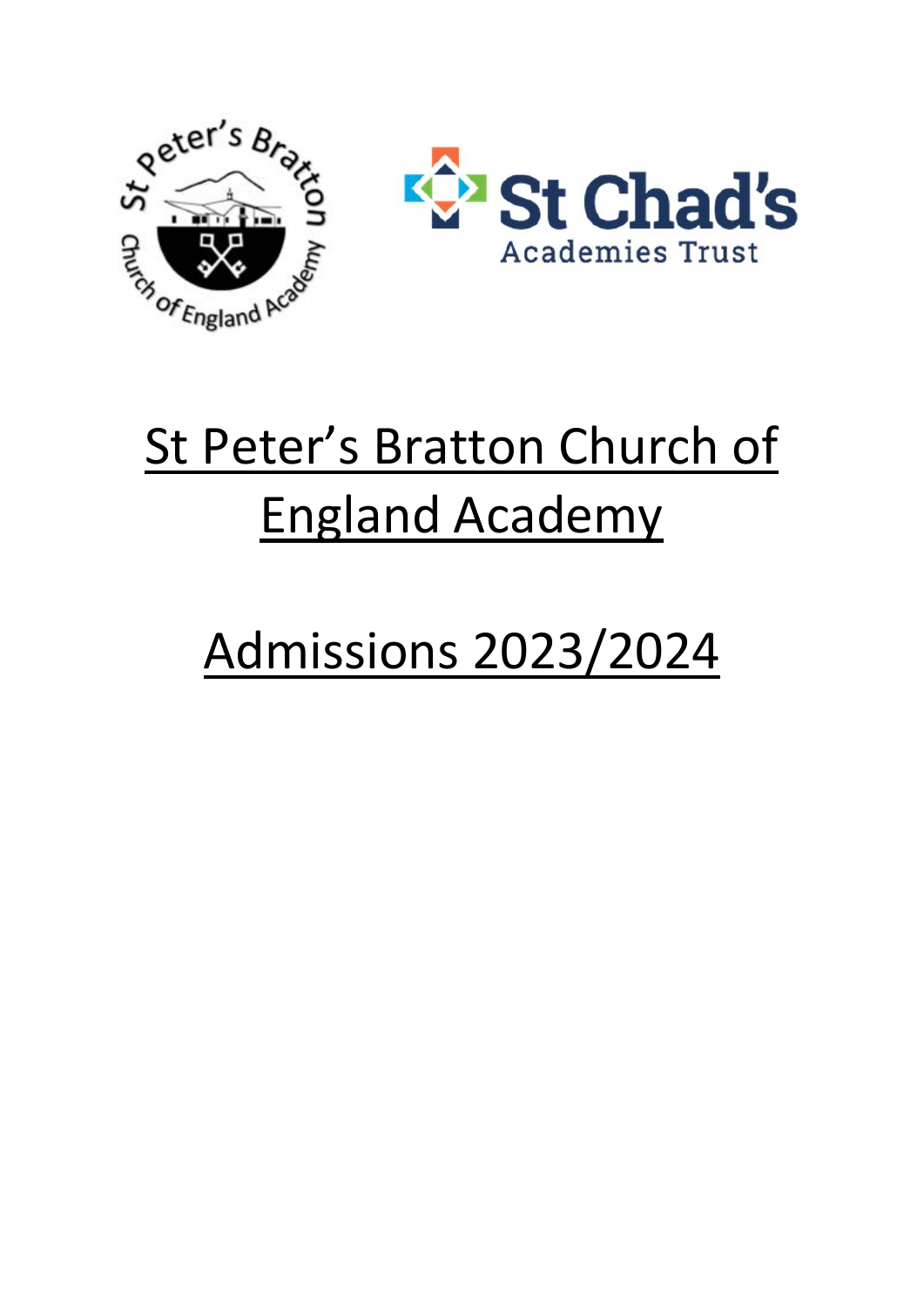# St Peter's Bratton Church of England Academy

# Admissions 2023/2024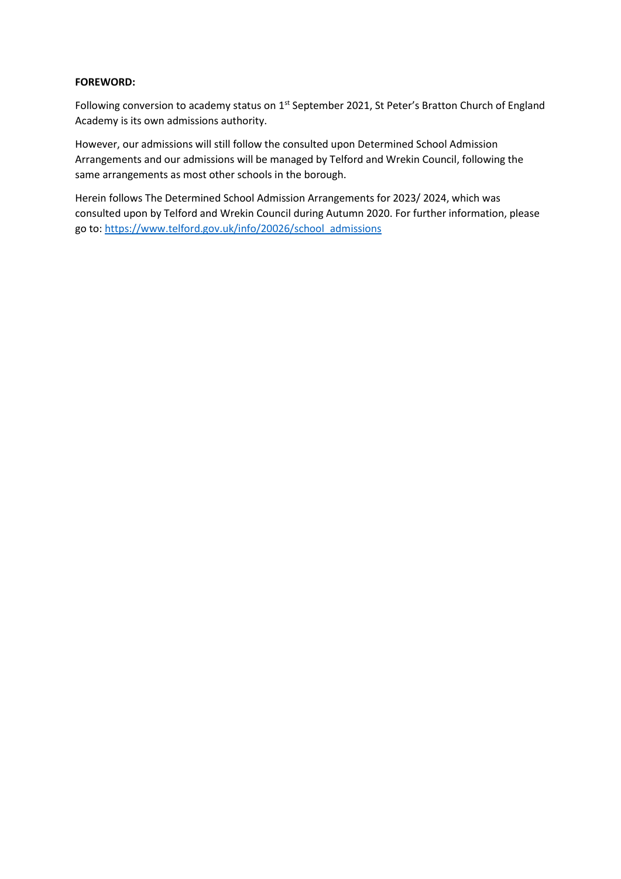**FOREWORD:**

Following conversion to academy status on 1st September 2021, St Peter's Bratton Church of England Academy is its own admissions authority.

However, our admissions will still follow the consulted upon Determined School Admission Arrangements and our admissions will be managed by Telford and Wrekin Council, following the same arrangements as most other schools in the borough.

Herein follows The Determined School Admission Arrangements for 2023/ 2024, which was consulted upon by Telford and Wrekin Council during Autumn 2020. For further information, please go to: [https://www.telford.gov.uk/info/20026/school_admissions](https://www.telford.gov.uk/info/20026/school_admissions)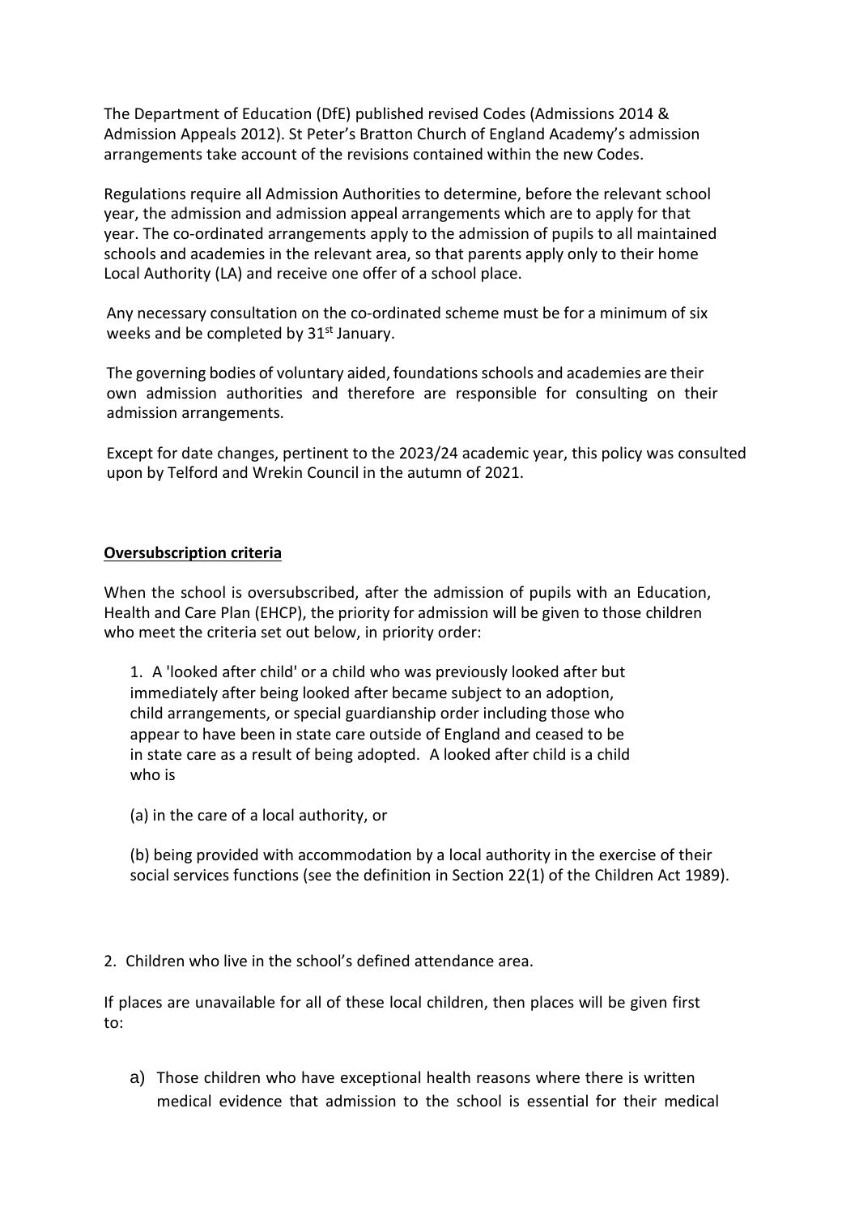The Department of Education (DfE) published revised Codes (Admissions 2014 & Admission Appeals 2012). St Peter's Bratton Church of England Academy's admission arrangements take account of the revisions contained within the new Codes.

Regulations require all Admission Authorities to determine, before the relevant school year, the admission and admission appeal arrangements which are to apply for that year. The co-ordinated arrangements apply to the admission of pupils to all maintained schools and academies in the relevant area, so that parents apply only to their home Local Authority (LA) and receive one offer of a school place.

Any necessary consultation on the co-ordinated scheme must be for a minimum of six weeks and be completed by 31st January.

The governing bodies of voluntary aided, foundations schools and academies are their own admission authorities and therefore are responsible for consulting on their admission arrangements.

Except for date changes, pertinent to the 2023/24 academic year, this policy was consulted upon by Telford and Wrekin Council in the autumn of 2021.

**Oversubscription criteria**

When the school is oversubscribed, after the admission of pupils with an Education, Health and Care Plan (EHCP), the priority for admission will be given to those children who meet the criteria set out below, in priority order:

1. A 'looked after child' or a child who was previously looked after but immediately after being looked after became subject to an adoption, child arrangements, or special guardianship order including those who appear to have been in state care outside of England and ceased to be in state care as a result of being adopted. A looked after child is a child who is

   (a) in the care of a local authority, or

   (b) being provided with accommodation by a local authority in the exercise of their social services functions (see the definition in Section 22(1) of the Children Act 1989).

2. Children who live in the school's defined attendance area.

If places are unavailable for all of these local children, then places will be given first to:

a) Those children who have exceptional health reasons where there is written medical evidence that admission to the school is essential for their medical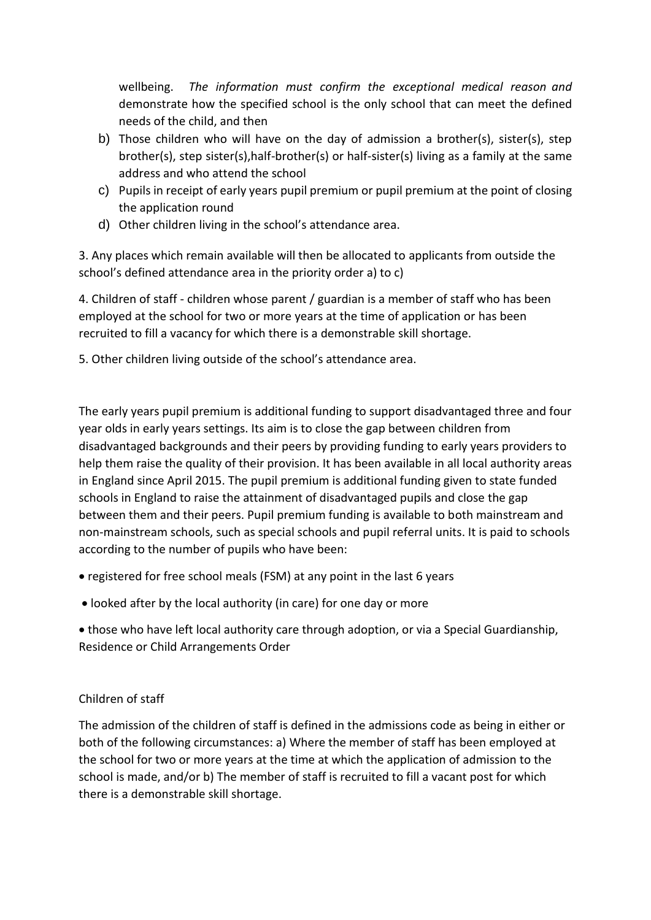wellbeing. *The information must confirm the exceptional medical reason and* demonstrate how the specified school is the only school that can meet the defined needs of the child, and then

b) Those children who will have on the day of admission a brother(s), sister(s), step brother(s), step sister(s),half-brother(s) or half-sister(s) living as a family at the same address and who attend the school
c) Pupils in receipt of early years pupil premium or pupil premium at the point of closing the application round
d) Other children living in the school's attendance area.

3. Any places which remain available will then be allocated to applicants from outside the school's defined attendance area in the priority order a) to c)

4. Children of staff - children whose parent / guardian is a member of staff who has been employed at the school for two or more years at the time of application or has been recruited to fill a vacancy for which there is a demonstrable skill shortage.

5. Other children living outside of the school's attendance area.

The early years pupil premium is additional funding to support disadvantaged three and four year olds in early years settings. Its aim is to close the gap between children from disadvantaged backgrounds and their peers by providing funding to early years providers to help them raise the quality of their provision. It has been available in all local authority areas in England since April 2015. The pupil premium is additional funding given to state funded schools in England to raise the attainment of disadvantaged pupils and close the gap between them and their peers. Pupil premium funding is available to both mainstream and non-mainstream schools, such as special schools and pupil referral units. It is paid to schools according to the number of pupils who have been:

- registered for free school meals (FSM) at any point in the last 6 years
- looked after by the local authority (in care) for one day or more
- those who have left local authority care through adoption, or via a Special Guardianship, Residence or Child Arrangements Order

Children of staff

The admission of the children of staff is defined in the admissions code as being in either or both of the following circumstances: a) Where the member of staff has been employed at the school for two or more years at the time at which the application of admission to the school is made, and/or b) The member of staff is recruited to fill a vacant post for which there is a demonstrable skill shortage.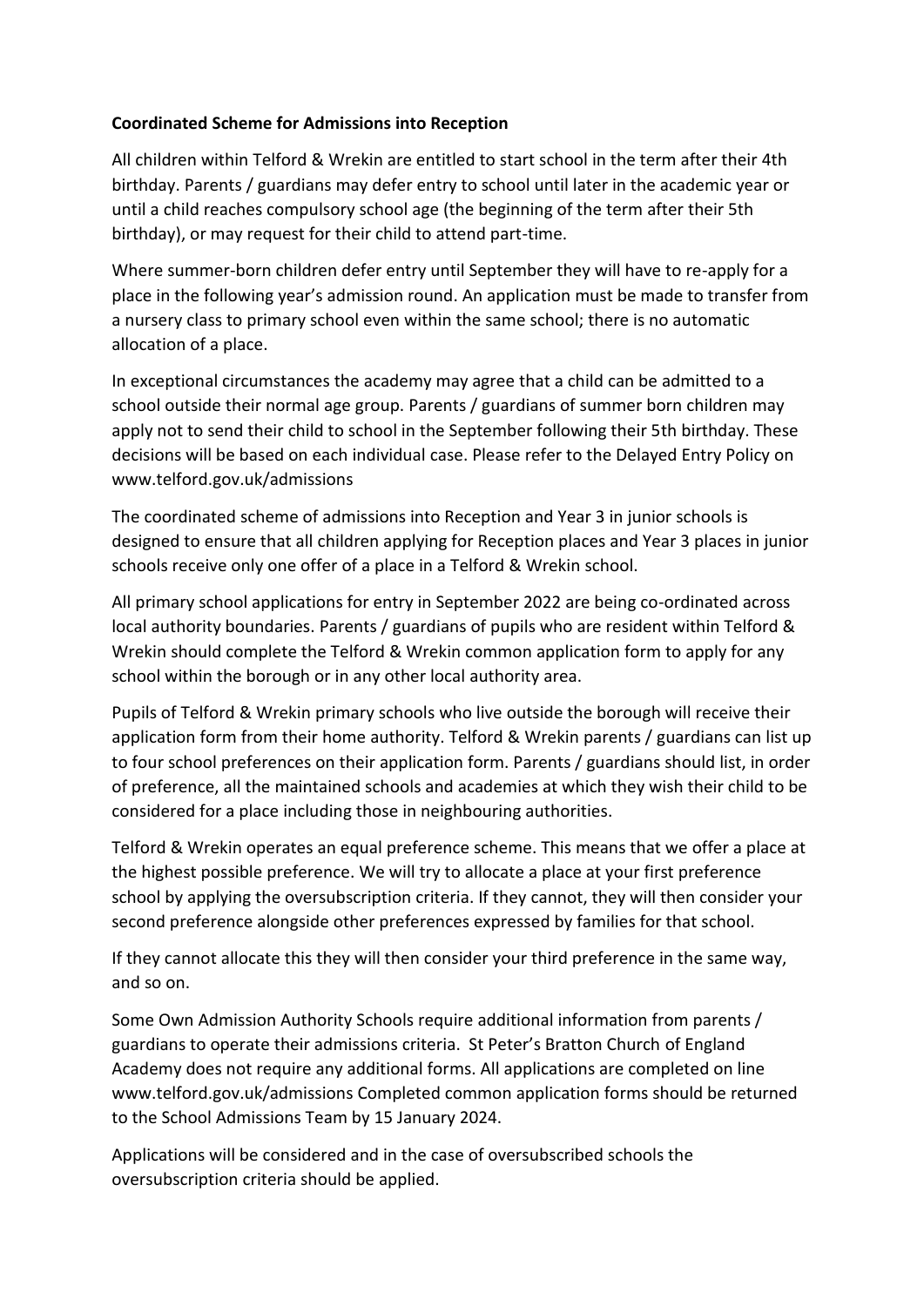**Coordinated Scheme for Admissions into Reception**

All children within Telford & Wrekin are entitled to start school in the term after their 4th birthday. Parents / guardians may defer entry to school until later in the academic year or until a child reaches compulsory school age (the beginning of the term after their 5th birthday), or may request for their child to attend part-time.

Where summer-born children defer entry until September they will have to re-apply for a place in the following year's admission round. An application must be made to transfer from a nursery class to primary school even within the same school; there is no automatic allocation of a place.

In exceptional circumstances the academy may agree that a child can be admitted to a school outside their normal age group. Parents / guardians of summer born children may apply not to send their child to school in the September following their 5th birthday. These decisions will be based on each individual case. Please refer to the Delayed Entry Policy on www.telford.gov.uk/admissions

The coordinated scheme of admissions into Reception and Year 3 in junior schools is designed to ensure that all children applying for Reception places and Year 3 places in junior schools receive only one offer of a place in a Telford & Wrekin school.

All primary school applications for entry in September 2022 are being co-ordinated across local authority boundaries. Parents / guardians of pupils who are resident within Telford & Wrekin should complete the Telford & Wrekin common application form to apply for any school within the borough or in any other local authority area.

Pupils of Telford & Wrekin primary schools who live outside the borough will receive their application form from their home authority. Telford & Wrekin parents / guardians can list up to four school preferences on their application form. Parents / guardians should list, in order of preference, all the maintained schools and academies at which they wish their child to be considered for a place including those in neighbouring authorities.

Telford & Wrekin operates an equal preference scheme. This means that we offer a place at the highest possible preference. We will try to allocate a place at your first preference school by applying the oversubscription criteria. If they cannot, they will then consider your second preference alongside other preferences expressed by families for that school.

If they cannot allocate this they will then consider your third preference in the same way, and so on.

Some Own Admission Authority Schools require additional information from parents / guardians to operate their admissions criteria. St Peter's Bratton Church of England Academy does not require any additional forms. All applications are completed on line www.telford.gov.uk/admissions Completed common application forms should be returned to the School Admissions Team by 15 January 2024.

Applications will be considered and in the case of oversubscribed schools the oversubscription criteria should be applied.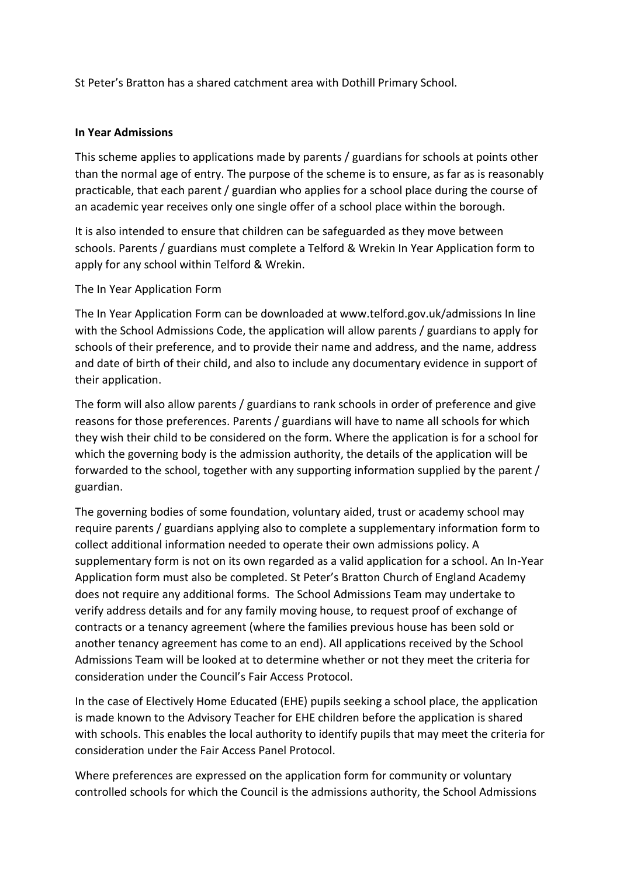St Peter's Bratton has a shared catchment area with Dothill Primary School.

**In Year Admissions**

This scheme applies to applications made by parents / guardians for schools at points other than the normal age of entry. The purpose of the scheme is to ensure, as far as is reasonably practicable, that each parent / guardian who applies for a school place during the course of an academic year receives only one single offer of a school place within the borough.

It is also intended to ensure that children can be safeguarded as they move between schools. Parents / guardians must complete a Telford & Wrekin In Year Application form to apply for any school within Telford & Wrekin.

The In Year Application Form

The In Year Application Form can be downloaded at www.telford.gov.uk/admissions In line with the School Admissions Code, the application will allow parents / guardians to apply for schools of their preference, and to provide their name and address, and the name, address and date of birth of their child, and also to include any documentary evidence in support of their application.

The form will also allow parents / guardians to rank schools in order of preference and give reasons for those preferences. Parents / guardians will have to name all schools for which they wish their child to be considered on the form. Where the application is for a school for which the governing body is the admission authority, the details of the application will be forwarded to the school, together with any supporting information supplied by the parent / guardian.

The governing bodies of some foundation, voluntary aided, trust or academy school may require parents / guardians applying also to complete a supplementary information form to collect additional information needed to operate their own admissions policy. A supplementary form is not on its own regarded as a valid application for a school. An In-Year Application form must also be completed. St Peter's Bratton Church of England Academy does not require any additional forms. The School Admissions Team may undertake to verify address details and for any family moving house, to request proof of exchange of contracts or a tenancy agreement (where the families previous house has been sold or another tenancy agreement has come to an end). All applications received by the School Admissions Team will be looked at to determine whether or not they meet the criteria for consideration under the Council's Fair Access Protocol.

In the case of Electively Home Educated (EHE) pupils seeking a school place, the application is made known to the Advisory Teacher for EHE children before the application is shared with schools. This enables the local authority to identify pupils that may meet the criteria for consideration under the Fair Access Panel Protocol.

Where preferences are expressed on the application form for community or voluntary controlled schools for which the Council is the admissions authority, the School Admissions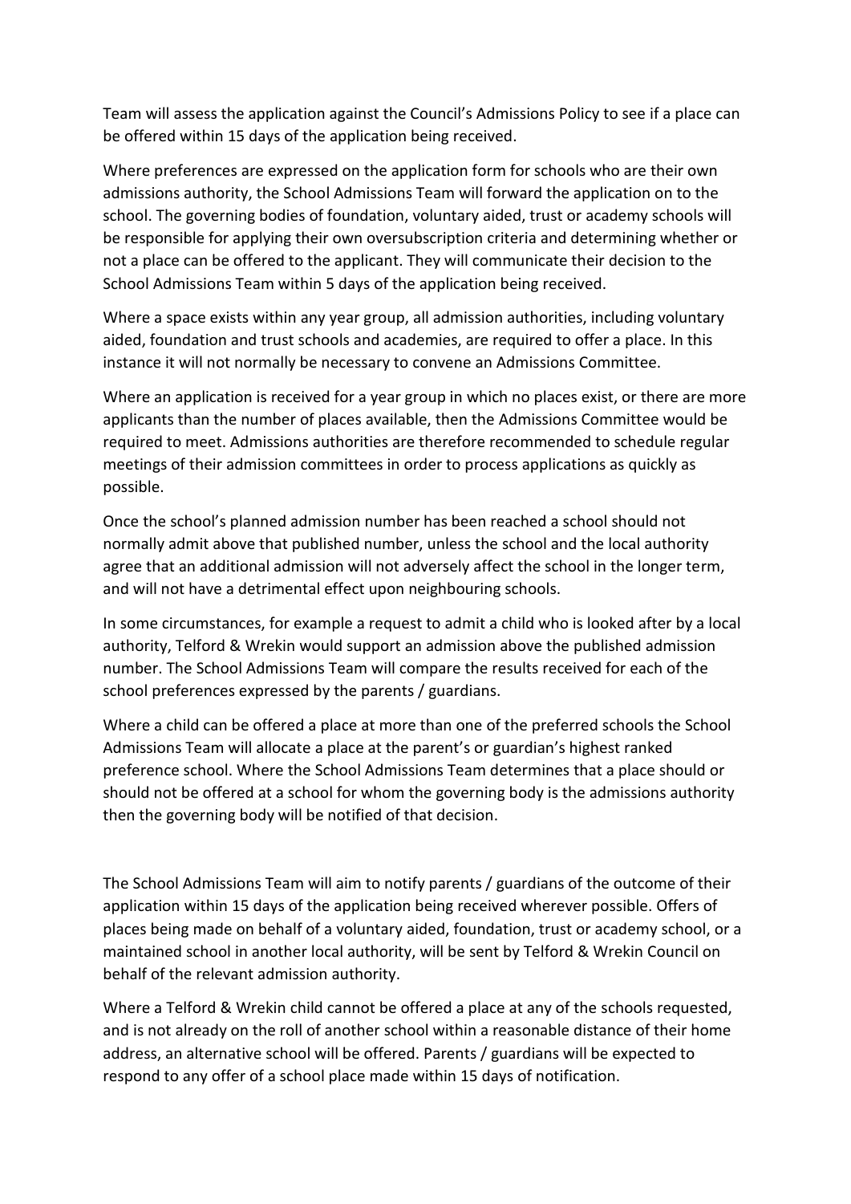Team will assess the application against the Council's Admissions Policy to see if a place can be offered within 15 days of the application being received.

Where preferences are expressed on the application form for schools who are their own admissions authority, the School Admissions Team will forward the application on to the school. The governing bodies of foundation, voluntary aided, trust or academy schools will be responsible for applying their own oversubscription criteria and determining whether or not a place can be offered to the applicant. They will communicate their decision to the School Admissions Team within 5 days of the application being received.

Where a space exists within any year group, all admission authorities, including voluntary aided, foundation and trust schools and academies, are required to offer a place. In this instance it will not normally be necessary to convene an Admissions Committee.

Where an application is received for a year group in which no places exist, or there are more applicants than the number of places available, then the Admissions Committee would be required to meet. Admissions authorities are therefore recommended to schedule regular meetings of their admission committees in order to process applications as quickly as possible.

Once the school's planned admission number has been reached a school should not normally admit above that published number, unless the school and the local authority agree that an additional admission will not adversely affect the school in the longer term, and will not have a detrimental effect upon neighbouring schools.

In some circumstances, for example a request to admit a child who is looked after by a local authority, Telford & Wrekin would support an admission above the published admission number. The School Admissions Team will compare the results received for each of the school preferences expressed by the parents / guardians.

Where a child can be offered a place at more than one of the preferred schools the School Admissions Team will allocate a place at the parent's or guardian's highest ranked preference school. Where the School Admissions Team determines that a place should or should not be offered at a school for whom the governing body is the admissions authority then the governing body will be notified of that decision.

The School Admissions Team will aim to notify parents / guardians of the outcome of their application within 15 days of the application being received wherever possible. Offers of places being made on behalf of a voluntary aided, foundation, trust or academy school, or a maintained school in another local authority, will be sent by Telford & Wrekin Council on behalf of the relevant admission authority.

Where a Telford & Wrekin child cannot be offered a place at any of the schools requested, and is not already on the roll of another school within a reasonable distance of their home address, an alternative school will be offered. Parents / guardians will be expected to respond to any offer of a school place made within 15 days of notification.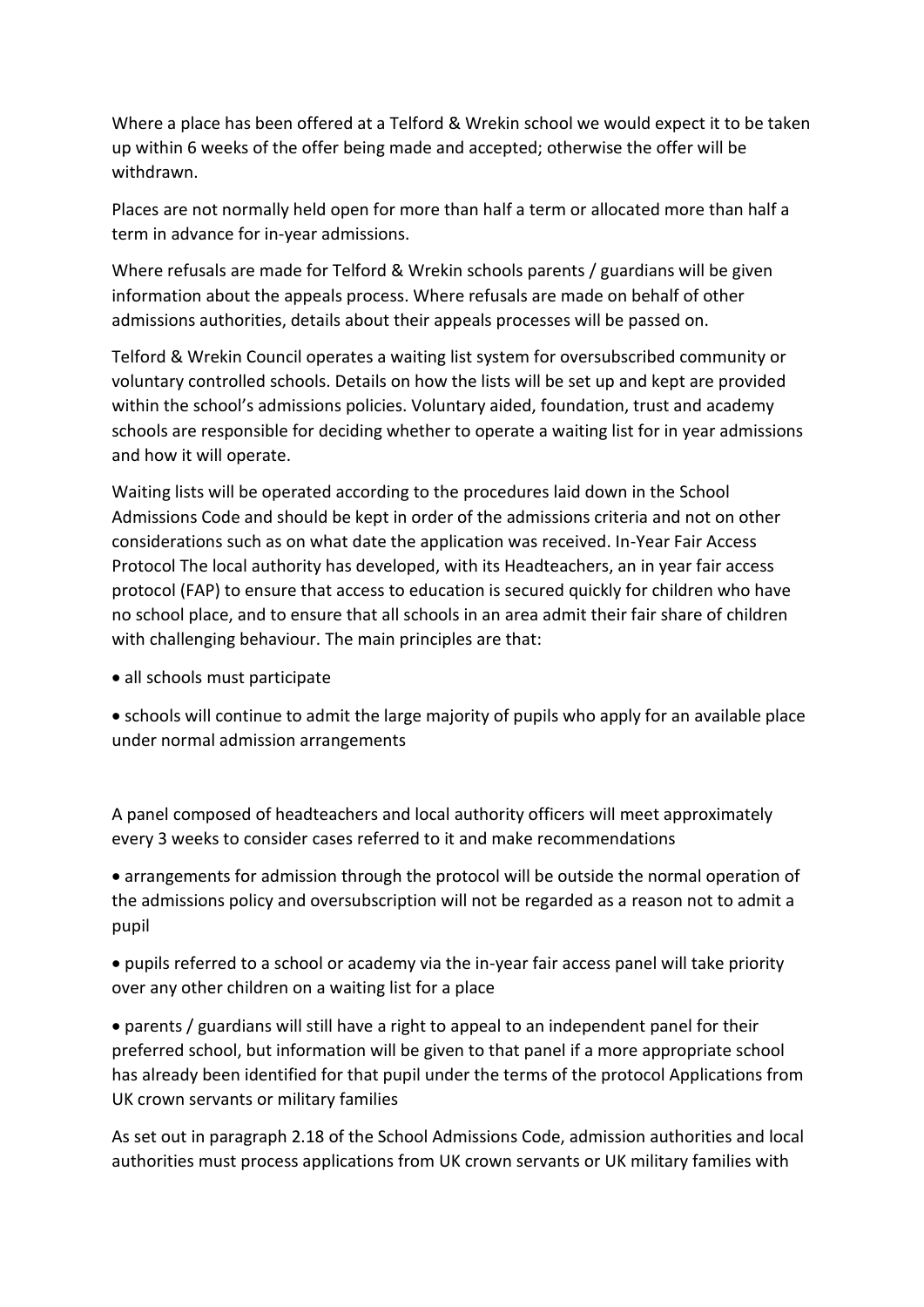Where a place has been offered at a Telford & Wrekin school we would expect it to be taken up within 6 weeks of the offer being made and accepted; otherwise the offer will be withdrawn.

Places are not normally held open for more than half a term or allocated more than half a term in advance for in-year admissions.

Where refusals are made for Telford & Wrekin schools parents / guardians will be given information about the appeals process. Where refusals are made on behalf of other admissions authorities, details about their appeals processes will be passed on.

Telford & Wrekin Council operates a waiting list system for oversubscribed community or voluntary controlled schools. Details on how the lists will be set up and kept are provided within the school's admissions policies. Voluntary aided, foundation, trust and academy schools are responsible for deciding whether to operate a waiting list for in year admissions and how it will operate.

Waiting lists will be operated according to the procedures laid down in the School Admissions Code and should be kept in order of the admissions criteria and not on other considerations such as on what date the application was received. In-Year Fair Access Protocol The local authority has developed, with its Headteachers, an in year fair access protocol (FAP) to ensure that access to education is secured quickly for children who have no school place, and to ensure that all schools in an area admit their fair share of children with challenging behaviour. The main principles are that:

- all schools must participate
- schools will continue to admit the large majority of pupils who apply for an available place under normal admission arrangements

A panel composed of headteachers and local authority officers will meet approximately every 3 weeks to consider cases referred to it and make recommendations

- arrangements for admission through the protocol will be outside the normal operation of the admissions policy and oversubscription will not be regarded as a reason not to admit a pupil
- pupils referred to a school or academy via the in-year fair access panel will take priority over any other children on a waiting list for a place
- parents / guardians will still have a right to appeal to an independent panel for their preferred school, but information will be given to that panel if a more appropriate school has already been identified for that pupil under the terms of the protocol Applications from UK crown servants or military families

As set out in paragraph 2.18 of the School Admissions Code, admission authorities and local authorities must process applications from UK crown servants or UK military families with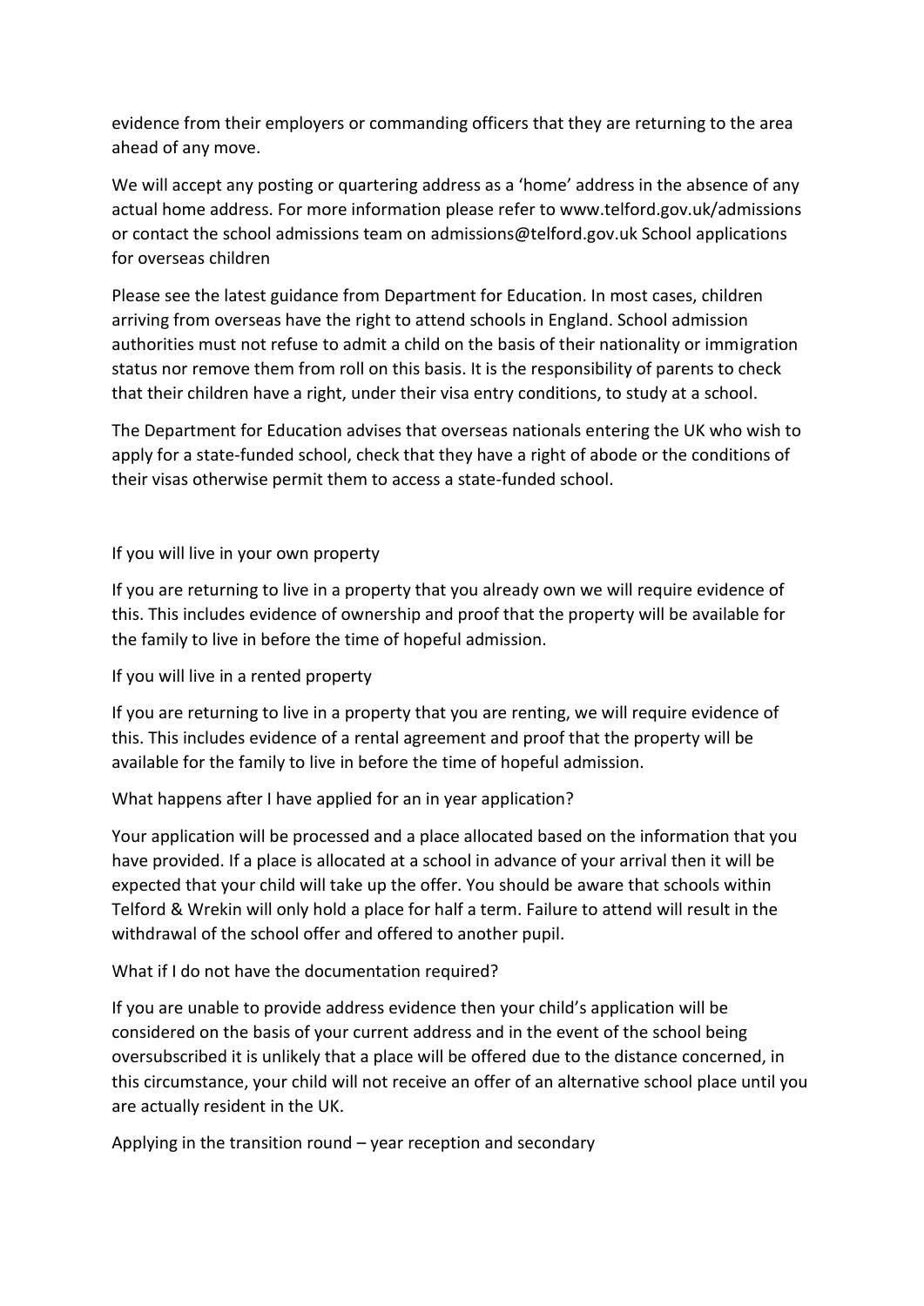evidence from their employers or commanding officers that they are returning to the area ahead of any move.

We will accept any posting or quartering address as a 'home' address in the absence of any actual home address. For more information please refer to www.telford.gov.uk/admissions or contact the school admissions team on admissions@telford.gov.uk School applications for overseas children

Please see the latest guidance from Department for Education. In most cases, children arriving from overseas have the right to attend schools in England. School admission authorities must not refuse to admit a child on the basis of their nationality or immigration status nor remove them from roll on this basis. It is the responsibility of parents to check that their children have a right, under their visa entry conditions, to study at a school.

The Department for Education advises that overseas nationals entering the UK who wish to apply for a state-funded school, check that they have a right of abode or the conditions of their visas otherwise permit them to access a state-funded school.

### If you will live in your own property

If you are returning to live in a property that you already own we will require evidence of this. This includes evidence of ownership and proof that the property will be available for the family to live in before the time of hopeful admission.

### If you will live in a rented property

If you are returning to live in a property that you are renting, we will require evidence of this. This includes evidence of a rental agreement and proof that the property will be available for the family to live in before the time of hopeful admission.

### What happens after I have applied for an in year application?

Your application will be processed and a place allocated based on the information that you have provided. If a place is allocated at a school in advance of your arrival then it will be expected that your child will take up the offer. You should be aware that schools within Telford & Wrekin will only hold a place for half a term. Failure to attend will result in the withdrawal of the school offer and offered to another pupil.

### What if I do not have the documentation required?

If you are unable to provide address evidence then your child's application will be considered on the basis of your current address and in the event of the school being oversubscribed it is unlikely that a place will be offered due to the distance concerned, in this circumstance, your child will not receive an offer of an alternative school place until you are actually resident in the UK.

### Applying in the transition round – year reception and secondary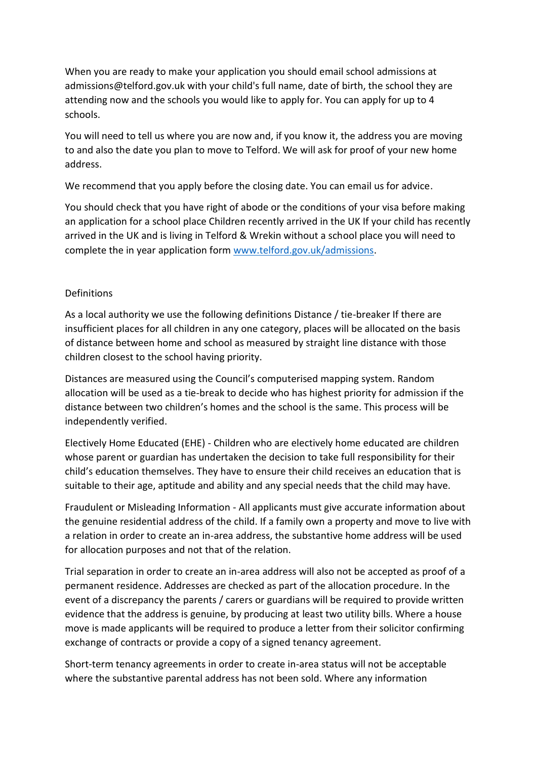When you are ready to make your application you should email school admissions at admissions@telford.gov.uk with your child's full name, date of birth, the school they are attending now and the schools you would like to apply for. You can apply for up to 4 schools.

You will need to tell us where you are now and, if you know it, the address you are moving to and also the date you plan to move to Telford. We will ask for proof of your new home address.

We recommend that you apply before the closing date. You can email us for advice.

You should check that you have right of abode or the conditions of your visa before making an application for a school place Children recently arrived in the UK If your child has recently arrived in the UK and is living in Telford & Wrekin without a school place you will need to complete the in year application form [www.telford.gov.uk/admissions](www.telford.gov.uk/admissions).

Definitions

As a local authority we use the following definitions Distance / tie-breaker If there are insufficient places for all children in any one category, places will be allocated on the basis of distance between home and school as measured by straight line distance with those children closest to the school having priority.

Distances are measured using the Council's computerised mapping system. Random allocation will be used as a tie-break to decide who has highest priority for admission if the distance between two children's homes and the school is the same. This process will be independently verified.

Electively Home Educated (EHE) - Children who are electively home educated are children whose parent or guardian has undertaken the decision to take full responsibility for their child's education themselves. They have to ensure their child receives an education that is suitable to their age, aptitude and ability and any special needs that the child may have.

Fraudulent or Misleading Information - All applicants must give accurate information about the genuine residential address of the child. If a family own a property and move to live with a relation in order to create an in-area address, the substantive home address will be used for allocation purposes and not that of the relation.

Trial separation in order to create an in-area address will also not be accepted as proof of a permanent residence. Addresses are checked as part of the allocation procedure. In the event of a discrepancy the parents / carers or guardians will be required to provide written evidence that the address is genuine, by producing at least two utility bills. Where a house move is made applicants will be required to produce a letter from their solicitor confirming exchange of contracts or provide a copy of a signed tenancy agreement.

Short-term tenancy agreements in order to create in-area status will not be acceptable where the substantive parental address has not been sold. Where any information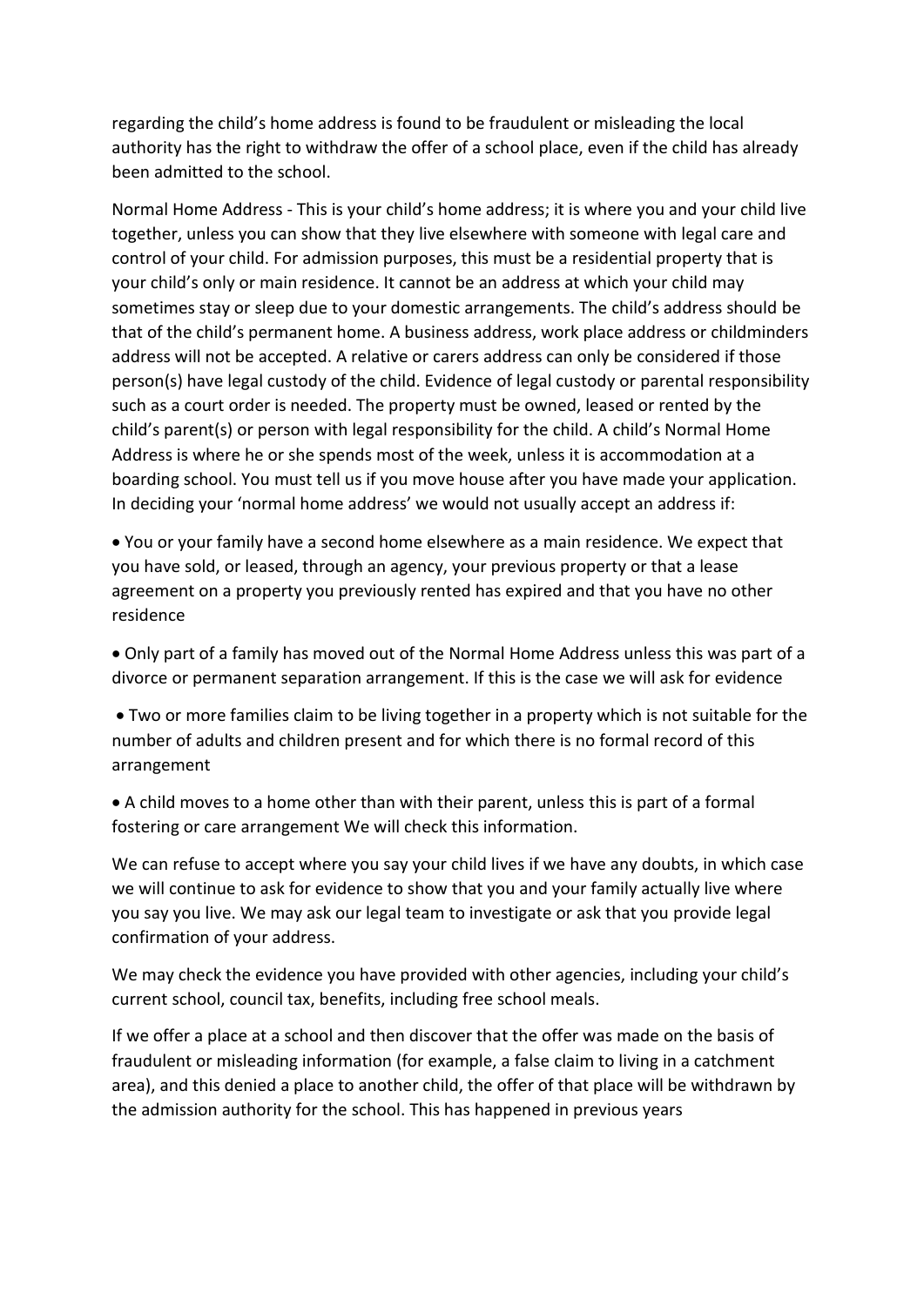regarding the child's home address is found to be fraudulent or misleading the local authority has the right to withdraw the offer of a school place, even if the child has already been admitted to the school.

Normal Home Address - This is your child's home address; it is where you and your child live together, unless you can show that they live elsewhere with someone with legal care and control of your child. For admission purposes, this must be a residential property that is your child's only or main residence. It cannot be an address at which your child may sometimes stay or sleep due to your domestic arrangements. The child's address should be that of the child's permanent home. A business address, work place address or childminders address will not be accepted. A relative or carers address can only be considered if those person(s) have legal custody of the child. Evidence of legal custody or parental responsibility such as a court order is needed. The property must be owned, leased or rented by the child's parent(s) or person with legal responsibility for the child. A child's Normal Home Address is where he or she spends most of the week, unless it is accommodation at a boarding school. You must tell us if you move house after you have made your application. In deciding your 'normal home address' we would not usually accept an address if:

- You or your family have a second home elsewhere as a main residence. We expect that you have sold, or leased, through an agency, your previous property or that a lease agreement on a property you previously rented has expired and that you have no other residence
- Only part of a family has moved out of the Normal Home Address unless this was part of a divorce or permanent separation arrangement. If this is the case we will ask for evidence
- Two or more families claim to be living together in a property which is not suitable for the number of adults and children present and for which there is no formal record of this arrangement
- A child moves to a home other than with their parent, unless this is part of a formal fostering or care arrangement We will check this information.

We can refuse to accept where you say your child lives if we have any doubts, in which case we will continue to ask for evidence to show that you and your family actually live where you say you live. We may ask our legal team to investigate or ask that you provide legal confirmation of your address.

We may check the evidence you have provided with other agencies, including your child's current school, council tax, benefits, including free school meals.

If we offer a place at a school and then discover that the offer was made on the basis of fraudulent or misleading information (for example, a false claim to living in a catchment area), and this denied a place to another child, the offer of that place will be withdrawn by the admission authority for the school. This has happened in previous years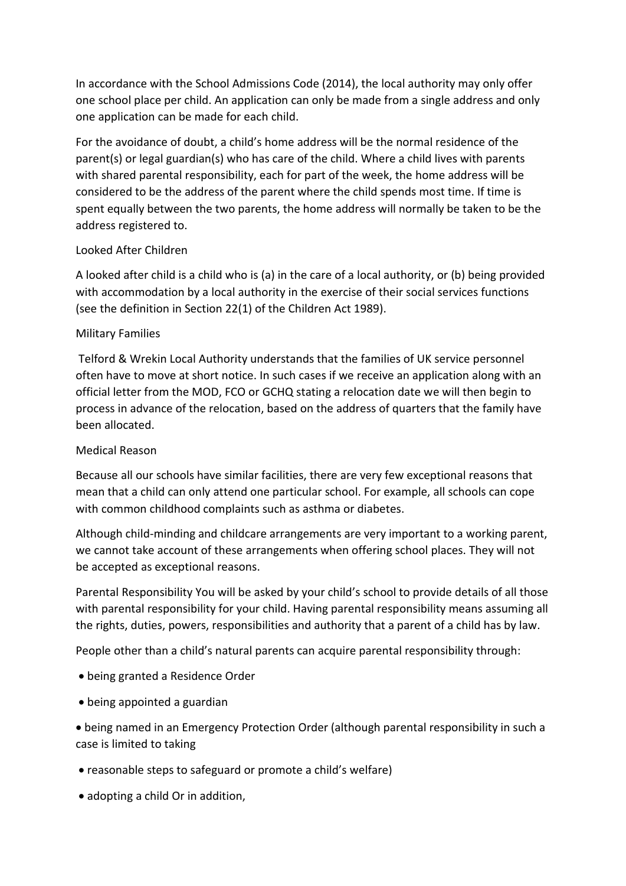In accordance with the School Admissions Code (2014), the local authority may only offer one school place per child. An application can only be made from a single address and only one application can be made for each child.

For the avoidance of doubt, a child's home address will be the normal residence of the parent(s) or legal guardian(s) who has care of the child. Where a child lives with parents with shared parental responsibility, each for part of the week, the home address will be considered to be the address of the parent where the child spends most time. If time is spent equally between the two parents, the home address will normally be taken to be the address registered to.

Looked After Children

A looked after child is a child who is (a) in the care of a local authority, or (b) being provided with accommodation by a local authority in the exercise of their social services functions (see the definition in Section 22(1) of the Children Act 1989).

Military Families

Telford & Wrekin Local Authority understands that the families of UK service personnel often have to move at short notice. In such cases if we receive an application along with an official letter from the MOD, FCO or GCHQ stating a relocation date we will then begin to process in advance of the relocation, based on the address of quarters that the family have been allocated.

Medical Reason

Because all our schools have similar facilities, there are very few exceptional reasons that mean that a child can only attend one particular school. For example, all schools can cope with common childhood complaints such as asthma or diabetes.

Although child-minding and childcare arrangements are very important to a working parent, we cannot take account of these arrangements when offering school places. They will not be accepted as exceptional reasons.

Parental Responsibility You will be asked by your child's school to provide details of all those with parental responsibility for your child. Having parental responsibility means assuming all the rights, duties, powers, responsibilities and authority that a parent of a child has by law.

People other than a child's natural parents can acquire parental responsibility through:

- being granted a Residence Order
- being appointed a guardian
- being named in an Emergency Protection Order (although parental responsibility in such a case is limited to taking
- reasonable steps to safeguard or promote a child's welfare)
- adopting a child Or in addition,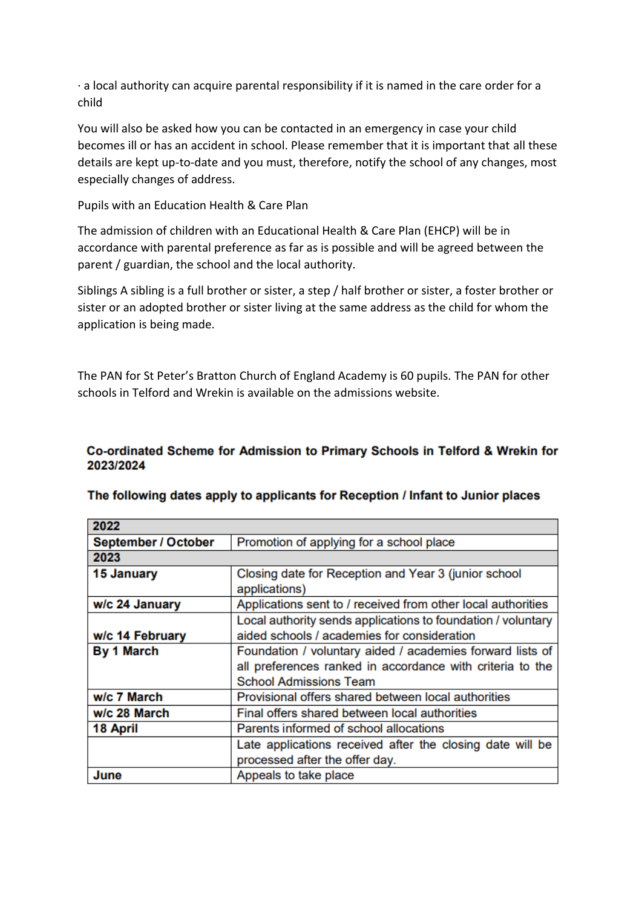· a local authority can acquire parental responsibility if it is named in the care order for a child

You will also be asked how you can be contacted in an emergency in case your child becomes ill or has an accident in school. Please remember that it is important that all these details are kept up-to-date and you must, therefore, notify the school of any changes, most especially changes of address.

Pupils with an Education Health & Care Plan

The admission of children with an Educational Health & Care Plan (EHCP) will be in accordance with parental preference as far as is possible and will be agreed between the parent / guardian, the school and the local authority.

Siblings A sibling is a full brother or sister, a step / half brother or sister, a foster brother or sister or an adopted brother or sister living at the same address as the child for whom the application is being made.

The PAN for St Peter's Bratton Church of England Academy is 60 pupils. The PAN for other schools in Telford and Wrekin is available on the admissions website.

**Co-ordinated Scheme for Admission to Primary Schools in Telford & Wrekin for 2023/2024**

**The following dates apply to applicants for Reception / Infant to Junior places**

| **2022** | |
|---|---|
| **September / October** | Promotion of applying for a school place |
| **2023** | |
| **15 January** | Closing date for Reception and Year 3 (junior school applications) |
| **w/c 24 January** | Applications sent to / received from other local authorities |
| **w/c 14 February** | Local authority sends applications to foundation / voluntary aided schools / academies for consideration |
| **By 1 March** | Foundation / voluntary aided / academies forward lists of all preferences ranked in accordance with criteria to the School Admissions Team |
| **w/c 7 March** | Provisional offers shared between local authorities |
| **w/c 28 March** | Final offers shared between local authorities |
| **18 April** | Parents informed of school allocations |
| | Late applications received after the closing date will be processed after the offer day. |
| **June** | Appeals to take place |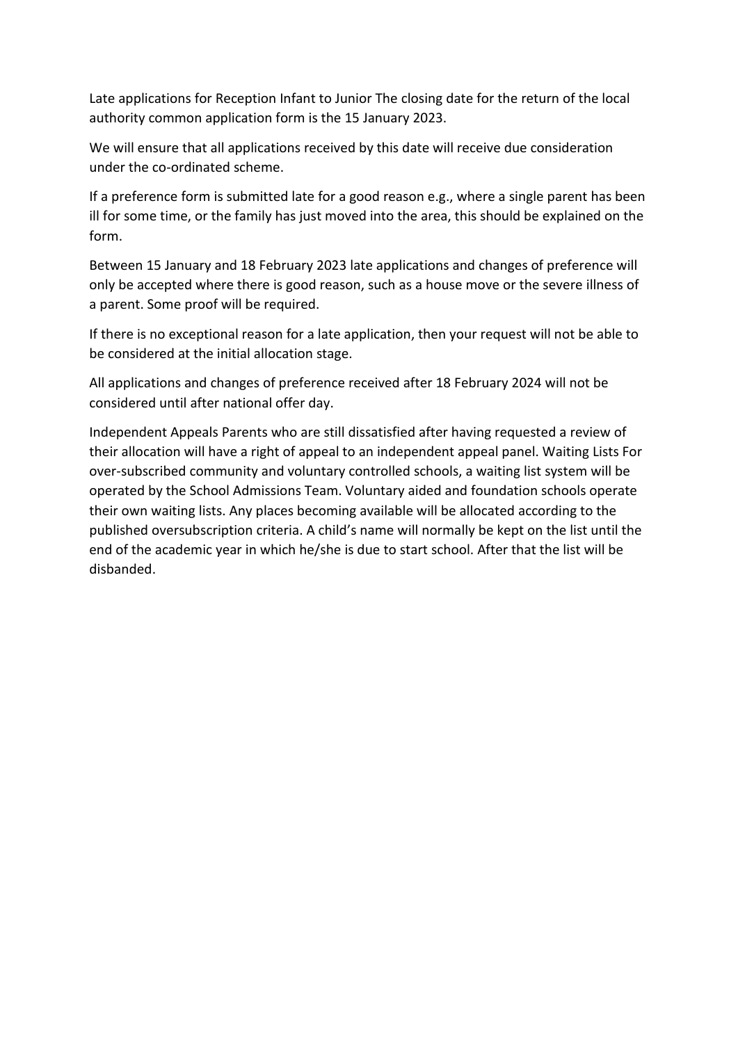Late applications for Reception Infant to Junior The closing date for the return of the local authority common application form is the 15 January 2023.

We will ensure that all applications received by this date will receive due consideration under the co-ordinated scheme.

If a preference form is submitted late for a good reason e.g., where a single parent has been ill for some time, or the family has just moved into the area, this should be explained on the form.

Between 15 January and 18 February 2023 late applications and changes of preference will only be accepted where there is good reason, such as a house move or the severe illness of a parent. Some proof will be required.

If there is no exceptional reason for a late application, then your request will not be able to be considered at the initial allocation stage.

All applications and changes of preference received after 18 February 2024 will not be considered until after national offer day.

Independent Appeals Parents who are still dissatisfied after having requested a review of their allocation will have a right of appeal to an independent appeal panel. Waiting Lists For over-subscribed community and voluntary controlled schools, a waiting list system will be operated by the School Admissions Team. Voluntary aided and foundation schools operate their own waiting lists. Any places becoming available will be allocated according to the published oversubscription criteria. A child's name will normally be kept on the list until the end of the academic year in which he/she is due to start school. After that the list will be disbanded.